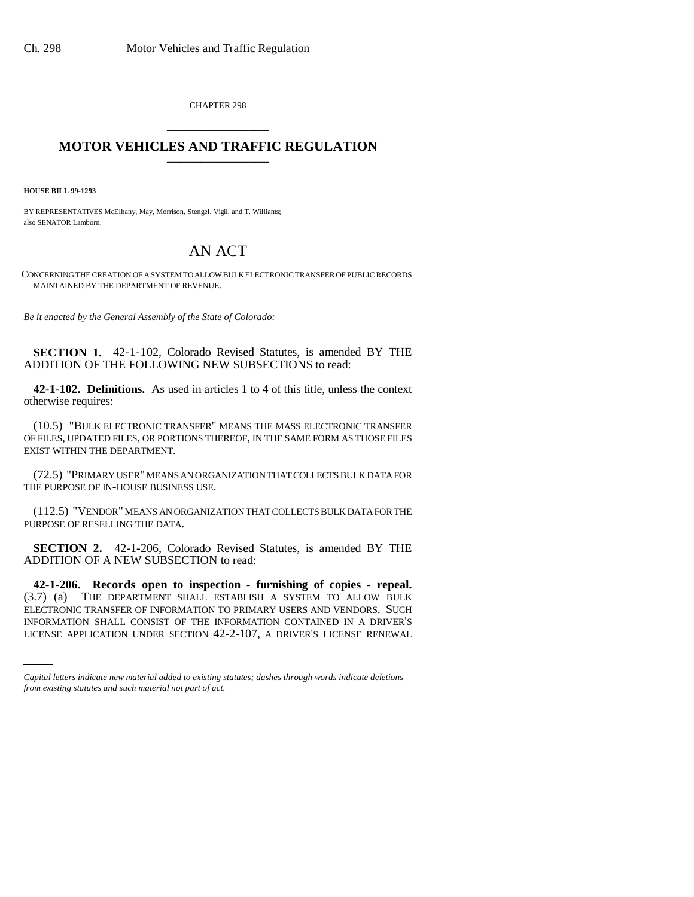CHAPTER 298

# MOTOR VEHICLES AND TRAFFIC REGULATION

**HOUSE BILL 99-1293**

BY REPRESENTATIVES McElhany, May, Morrison, Stengel, Vigil, and T. Williams; also SENATOR Lamborn.

# AN ACT

CONCERNING THE CREATION OF A SYSTEM TO ALLOW BULK ELECTRONIC TRANSFER OF PUBLIC RECORDS MAINTAINED BY THE DEPARTMENT OF REVENUE.

*Be it enacted by the General Assembly of the State of Colorado:*

**SECTION 1.** 42-1-102, Colorado Revised Statutes, is amended BY THE ADDITION OF THE FOLLOWING NEW SUBSECTIONS to read:

**42-1-102. Definitions.** As used in articles 1 to 4 of this title, unless the context otherwise requires:

(10.5) "BULK ELECTRONIC TRANSFER" MEANS THE MASS ELECTRONIC TRANSFER OF FILES, UPDATED FILES, OR PORTIONS THEREOF, IN THE SAME FORM AS THOSE FILES EXIST WITHIN THE DEPARTMENT.

(72.5) "PRIMARY USER" MEANS AN ORGANIZATION THAT COLLECTS BULK DATA FOR THE PURPOSE OF IN-HOUSE BUSINESS USE.

(112.5) "VENDOR" MEANS AN ORGANIZATION THAT COLLECTS BULK DATA FOR THE PURPOSE OF RESELLING THE DATA.

**SECTION 2.** 42-1-206, Colorado Revised Statutes, is amended BY THE ADDITION OF A NEW SUBSECTION to read:

**42-1-206. Records open to inspection - furnishing of copies - repeal.** (3.7) (a) THE DEPARTMENT SHALL ESTABLISH A SYSTEM TO ALLOW BULK ELECTRONIC TRANSFER OF INFORMATION TO PRIMARY USERS AND VENDORS. SUCH INFORMATION SHALL CONSIST OF THE INFORMATION CONTAINED IN A DRIVER'S LICENSE APPLICATION UNDER SECTION 42-2-107, A DRIVER'S LICENSE RENEWAL

*Capital letters indicate new material added to existing statutes; dashes through words indicate deletions from existing statutes and such material not part of act.*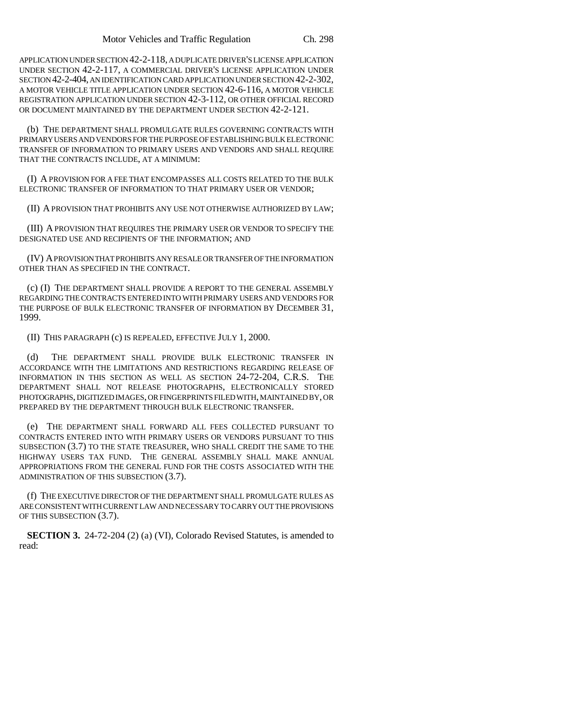APPLICATION UNDER SECTION 42-2-118, A DUPLICATE DRIVER'S LICENSE APPLICATION UNDER SECTION 42-2-117, A COMMERCIAL DRIVER'S LICENSE APPLICATION UNDER SECTION 42-2-404, AN IDENTIFICATION CARD APPLICATION UNDER SECTION 42-2-302, A MOTOR VEHICLE TITLE APPLICATION UNDER SECTION 42-6-116, A MOTOR VEHICLE REGISTRATION APPLICATION UNDER SECTION 42-3-112, OR OTHER OFFICIAL RECORD OR DOCUMENT MAINTAINED BY THE DEPARTMENT UNDER SECTION 42-2-121.

(b) THE DEPARTMENT SHALL PROMULGATE RULES GOVERNING CONTRACTS WITH PRIMARY USERS AND VENDORS FOR THE PURPOSE OF ESTABLISHING BULK ELECTRONIC TRANSFER OF INFORMATION TO PRIMARY USERS AND VENDORS AND SHALL REQUIRE THAT THE CONTRACTS INCLUDE, AT A MINIMUM:

(I) A PROVISION FOR A FEE THAT ENCOMPASSES ALL COSTS RELATED TO THE BULK ELECTRONIC TRANSFER OF INFORMATION TO THAT PRIMARY USER OR VENDOR;

(II) A PROVISION THAT PROHIBITS ANY USE NOT OTHERWISE AUTHORIZED BY LAW;

(III) A PROVISION THAT REQUIRES THE PRIMARY USER OR VENDOR TO SPECIFY THE DESIGNATED USE AND RECIPIENTS OF THE INFORMATION; AND

(IV) A PROVISION THAT PROHIBITS ANY RESALE OR TRANSFER OF THE INFORMATION OTHER THAN AS SPECIFIED IN THE CONTRACT.

(c) (I) THE DEPARTMENT SHALL PROVIDE A REPORT TO THE GENERAL ASSEMBLY REGARDING THE CONTRACTS ENTERED INTO WITH PRIMARY USERS AND VENDORS FOR THE PURPOSE OF BULK ELECTRONIC TRANSFER OF INFORMATION BY DECEMBER 31, 1999.

(II) THIS PARAGRAPH (c) IS REPEALED, EFFECTIVE JULY 1, 2000.

(d) THE DEPARTMENT SHALL PROVIDE BULK ELECTRONIC TRANSFER IN ACCORDANCE WITH THE LIMITATIONS AND RESTRICTIONS REGARDING RELEASE OF INFORMATION IN THIS SECTION AS WELL AS SECTION 24-72-204, C.R.S. THE DEPARTMENT SHALL NOT RELEASE PHOTOGRAPHS, ELECTRONICALLY STORED PHOTOGRAPHS, DIGITIZED IMAGES, OR FINGERPRINTS FILED WITH, MAINTAINED BY, OR PREPARED BY THE DEPARTMENT THROUGH BULK ELECTRONIC TRANSFER.

(e) THE DEPARTMENT SHALL FORWARD ALL FEES COLLECTED PURSUANT TO CONTRACTS ENTERED INTO WITH PRIMARY USERS OR VENDORS PURSUANT TO THIS SUBSECTION (3.7) TO THE STATE TREASURER, WHO SHALL CREDIT THE SAME TO THE HIGHWAY USERS TAX FUND. THE GENERAL ASSEMBLY SHALL MAKE ANNUAL APPROPRIATIONS FROM THE GENERAL FUND FOR THE COSTS ASSOCIATED WITH THE ADMINISTRATION OF THIS SUBSECTION (3.7).

(f) THE EXECUTIVE DIRECTOR OF THE DEPARTMENT SHALL PROMULGATE RULES AS ARE CONSISTENT WITH CURRENT LAW AND NECESSARY TO CARRY OUT THE PROVISIONS OF THIS SUBSECTION (3.7).

**SECTION 3.** 24-72-204 (2) (a) (VI), Colorado Revised Statutes, is amended to read: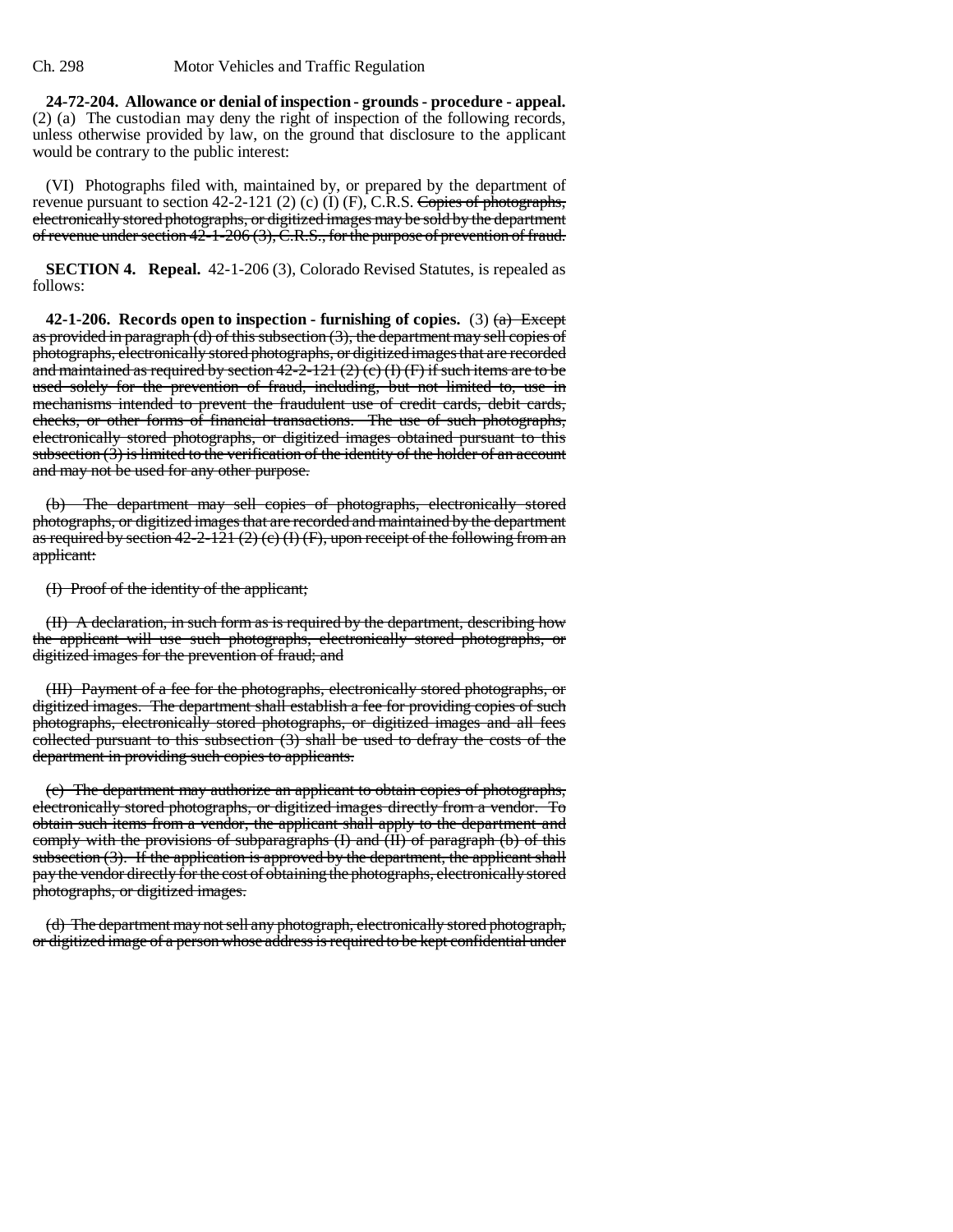**24-72-204. Allowance or denial of inspection - grounds - procedure - appeal.** (2) (a) The custodian may deny the right of inspection of the following records, unless otherwise provided by law, on the ground that disclosure to the applicant would be contrary to the public interest:

(VI) Photographs filed with, maintained by, or prepared by the department of revenue pursuant to section 42-2-121 (2) (c) (I) (F), C.R.S. ~~Copies of photographs, electronically stored photographs, or digitized images may be sold by the department of revenue under section 42-1-206 (3), C.R.S., for the purpose of prevention of fraud.~~

**SECTION 4. Repeal.** 42-1-206 (3), Colorado Revised Statutes, is repealed as follows:

**42-1-206. Records open to inspection - furnishing of copies.** (3) ~~(a) Except as provided in paragraph (d) of this subsection (3), the department may sell copies of photographs, electronically stored photographs, or digitized images that are recorded and maintained as required by section 42-2-121 (2) (c) (I) (F) if such items are to be used solely for the prevention of fraud, including, but not limited to, use in mechanisms intended to prevent the fraudulent use of credit cards, debit cards, checks, or other forms of financial transactions. The use of such photographs, electronically stored photographs, or digitized images obtained pursuant to this subsection (3) is limited to the verification of the identity of the holder of an account and may not be used for any other purpose.~~

~~(b) The department may sell copies of photographs, electronically stored photographs, or digitized images that are recorded and maintained by the department as required by section 42-2-121 (2) (c) (I) (F), upon receipt of the following from an applicant:~~

~~(I) Proof of the identity of the applicant;~~

~~(II) A declaration, in such form as is required by the department, describing how the applicant will use such photographs, electronically stored photographs, or digitized images for the prevention of fraud; and~~

~~(III) Payment of a fee for the photographs, electronically stored photographs, or digitized images. The department shall establish a fee for providing copies of such photographs, electronically stored photographs, or digitized images and all fees collected pursuant to this subsection (3) shall be used to defray the costs of the department in providing such copies to applicants.~~

~~(c) The department may authorize an applicant to obtain copies of photographs, electronically stored photographs, or digitized images directly from a vendor. To obtain such items from a vendor, the applicant shall apply to the department and comply with the provisions of subparagraphs (I) and (II) of paragraph (b) of this subsection (3). If the application is approved by the department, the applicant shall pay the vendor directly for the cost of obtaining the photographs, electronically stored photographs, or digitized images.~~

~~(d) The department may not sell any photograph, electronically stored photograph, or digitized image of a person whose address is required to be kept confidential under~~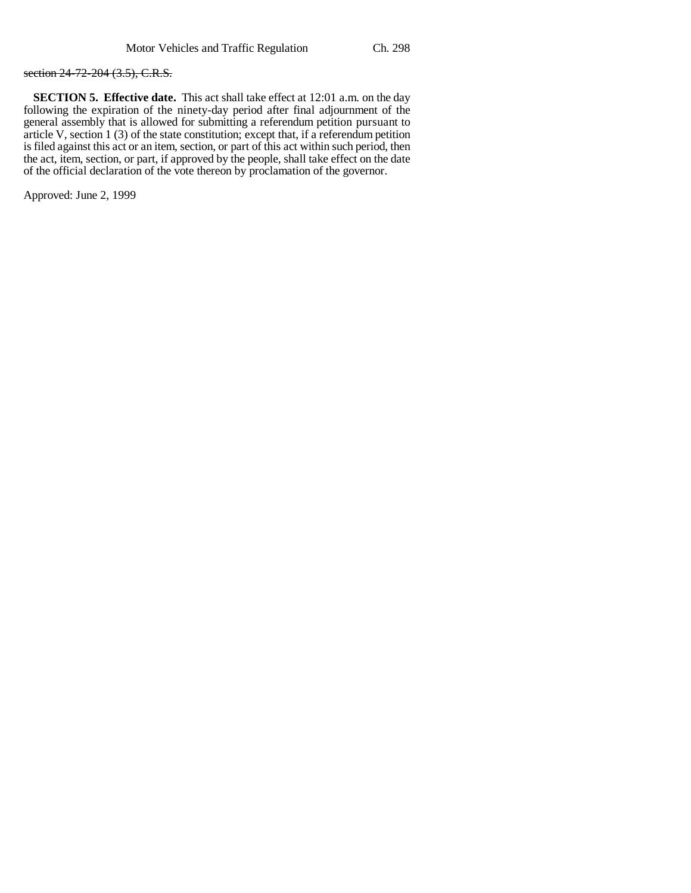~~section 24-72-204 (3.5), C.R.S.~~

**SECTION 5. Effective date.** This act shall take effect at 12:01 a.m. on the day following the expiration of the ninety-day period after final adjournment of the general assembly that is allowed for submitting a referendum petition pursuant to article V, section 1 (3) of the state constitution; except that, if a referendum petition is filed against this act or an item, section, or part of this act within such period, then the act, item, section, or part, if approved by the people, shall take effect on the date of the official declaration of the vote thereon by proclamation of the governor.

Approved: June 2, 1999